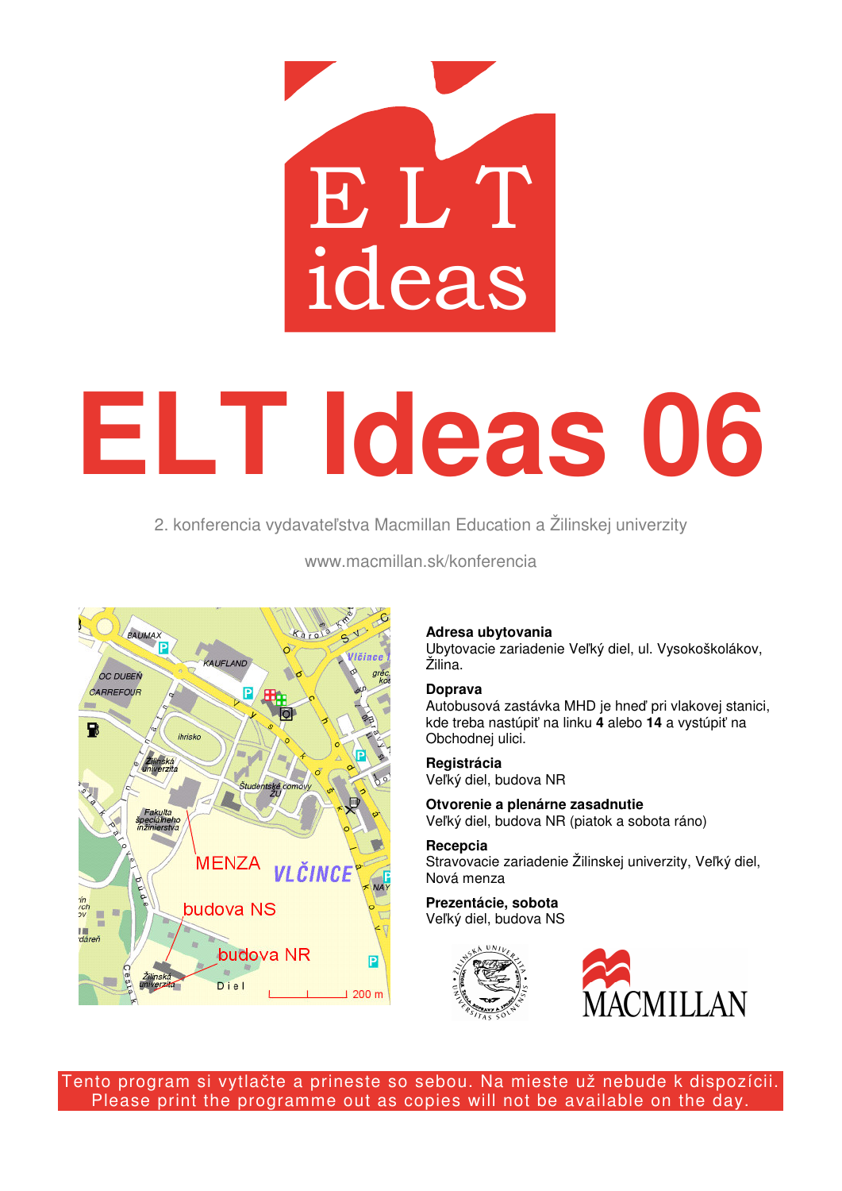# ELT Ideas 06

2. konferencia vydavateľstva Macmillan Education a Žilinskej univerzity

www.macmillan.sk/konferencia

**Adresa ubytovania**
Ubytovacie zariadenie Veľký diel, ul. Vysokoškolákov, Žilina.

**Doprava**
Autobusová zastávka MHD je hneď pri vlakovej stanici, kde treba nastúpiť na linku **4** alebo **14** a vystúpiť na Obchodnej ulici.

**Registrácia**
Veľký diel, budova NR

**Otvorenie a plenárne zasadnutie**
Veľký diel, budova NR (piatok a sobota ráno)

**Recepcia**
Stravovacie zariadenie Žilinskej univerzity, Veľký diel, Nová menza

**Prezentácie, sobota**
Veľký diel, budova NS

Tento program si vytlačte a prineste so sebou. Na mieste už nebude k dispozícii.
Please print the programme out as copies will not be available on the day.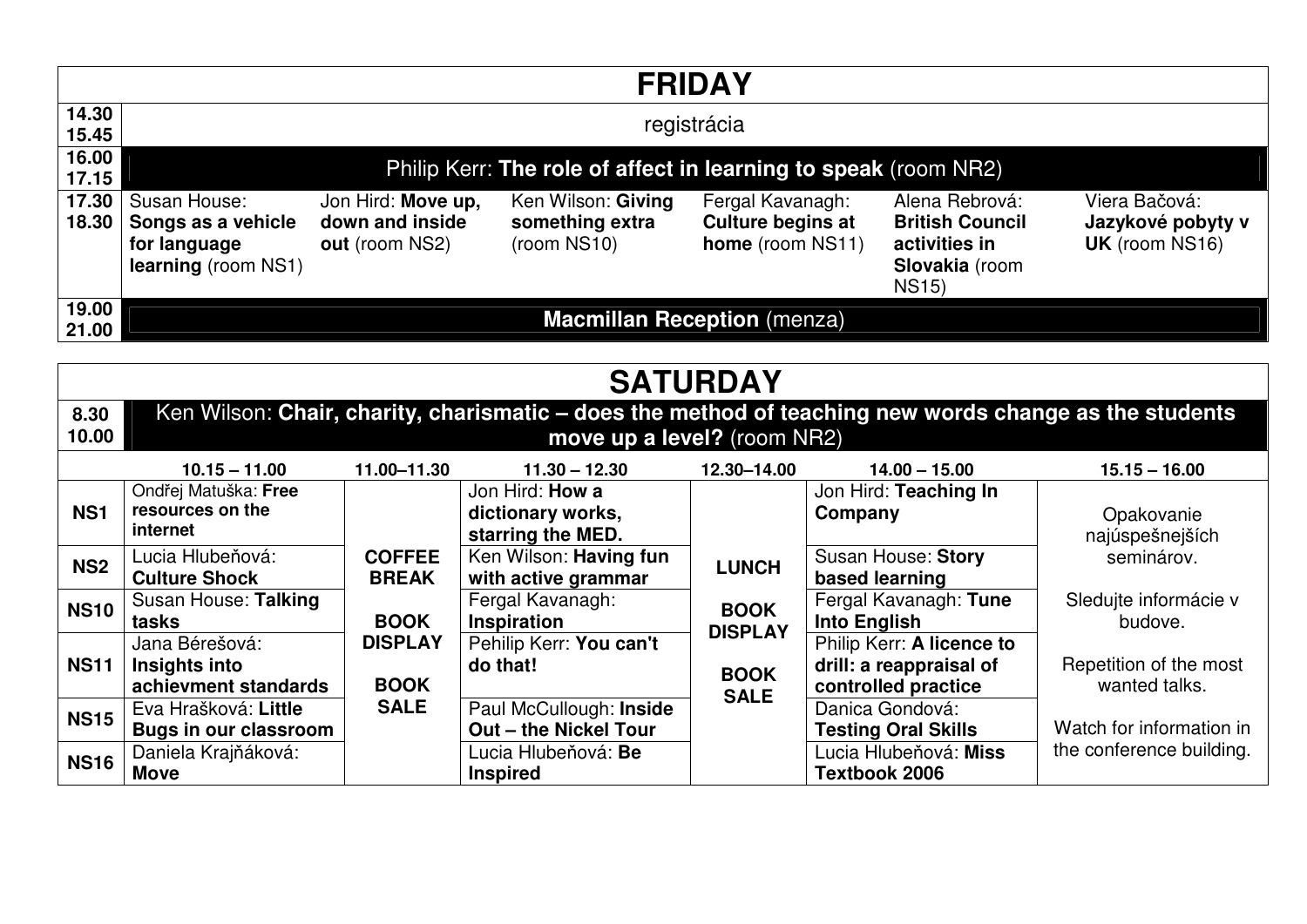# FRIDAY

| | | | | | | |
|---|---|---|---|---|---|---|
| 14.30 15.45 | registrácia | | | | | |
| 16.00 17.15 | Philip Kerr: **The role of affect in learning to speak** (room NR2) | | | | | |
| 17.30 18.30 | Susan House: **Songs as a vehicle for language learning** (room NS1) | Jon Hird: **Move up, down and inside out** (room NS2) | Ken Wilson: **Giving something extra** (room NS10) | Fergal Kavanagh: **Culture begins at home** (room NS11) | Alena Rebrová: **British Council activities in Slovakia** (room NS15) | Viera Bačová: **Jazykové pobyty v UK** (room NS16) |
| 19.00 21.00 | **Macmillan Reception** (menza) | | | | | |

# SATURDAY

| | | | | | | |
|---|---|---|---|---|---|---|
| 8.30 10.00 | Ken Wilson: **Chair, charity, charismatic – does the method of teaching new words change as the students move up a level?** (room NR2) | | | | | |
| | **10.15 – 11.00** | **11.00–11.30** | **11.30 – 12.30** | **12.30–14.00** | **14.00 – 15.00** | **15.15 – 16.00** |
| **NS1** | Ondřej Matuška: **Free resources on the internet** | **COFFEE BREAK** **BOOK DISPLAY** **BOOK SALE** | Jon Hird: **How a dictionary works, starring the MED.** | **LUNCH** **BOOK DISPLAY** **BOOK SALE** | Jon Hird: **Teaching In Company** | Opakovanie najúspešnejších seminárov. Sledujte informácie v budove. Repetition of the most wanted talks. Watch for information in the conference building. |
| **NS2** | Lucia Hlubeňová: **Culture Shock** | | Ken Wilson: **Having fun with active grammar** | | Susan House: **Story based learning** | |
| **NS10** | Susan House: **Talking tasks** | | Fergal Kavanagh: **Inspiration** | | Fergal Kavanagh: **Tune Into English** | |
| **NS11** | Jana Bérešová: **Insights into achievment standards** | | Pehilip Kerr: **You can't do that!** | | Philip Kerr: **A licence to drill: a reappraisal of controlled practice** | |
| **NS15** | Eva Hrašková: **Little Bugs in our classroom** | | Paul McCullough: **Inside Out – the Nickel Tour** | | Danica Gondová: **Testing Oral Skills** | |
| **NS16** | Daniela Krajňáková: **Move** | | Lucia Hlubeňová: **Be Inspired** | | Lucia Hlubeňová: **Miss Textbook 2006** | |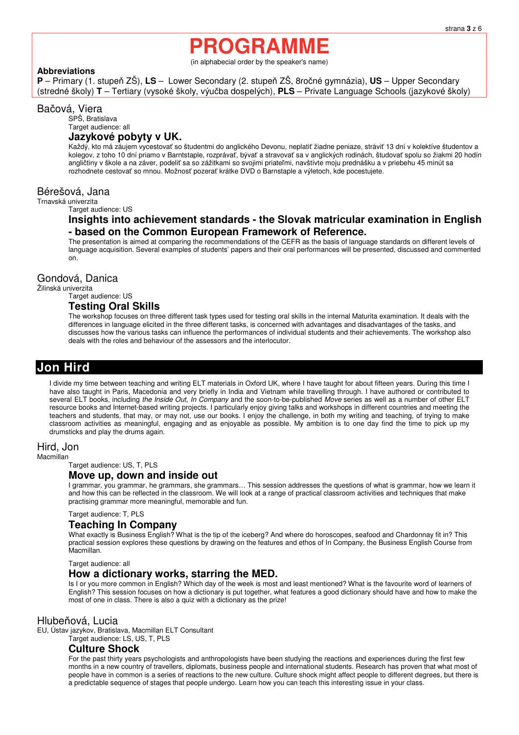# PROGRAMME

(in alphabecial order by the speaker's name)

**Abbreviations**

**P** – Primary (1. stupeň ZŠ), **LS** – Lower Secondary (2. stupeň ZŠ, 8ročné gymnázia), **US** – Upper Secondary (stredné školy) **T** – Tertiary (vysoké školy, výučba dospelých), **PLS** – Private Language Schools (jazykové školy)

## Bačová, Viera

SPŠ, Bratislava

Target audience: all

### Jazykové pobyty v UK.

Každý, kto má záujem vycestovať so študentmi do anglického Devonu, neplatiť žiadne peniaze, stráviť 13 dní v kolektíve študentov a kolegov, z toho 10 dní priamo v Barntstaple, rozprávať, bývať a stravovať sa v anglických rodinách, študovať spolu so žiakmi 20 hodín angličtiny v škole a na záver, podeliť sa so zážitkami so svojimi priateľmi, navštívte moju prednášku a v priebehu 45 minút sa rozhodnete cestovať so mnou. Možnosť pozerať krátke DVD o Barnstaple a výletoch, kde pocestujete.

## Bérešová, Jana

Trnavská univerzita

Target audience: US

### Insights into achievement standards - the Slovak matricular examination in English - based on the Common European Framework of Reference.

The presentation is aimed at comparing the recommendations of the CEFR as the basis of language standards on different levels of language acquisition. Several examples of students' papers and their oral performances will be presented, discussed and commented on.

## Gondová, Danica

Žilinská univerzita

Target audience: US

### Testing Oral Skills

The workshop focuses on three different task types used for testing oral skills in the internal Maturita examination. It deals with the differences in language elicited in the three different tasks, is concerned with advantages and disadvantages of the tasks, and discusses how the various tasks can influence the performances of individual students and their achievements. The workshop also deals with the roles and behaviour of the assessors and the interlocutor.

## Jon Hird

I divide my time between teaching and writing ELT materials in Oxford UK, where I have taught for about fifteen years. During this time I have also taught in Paris, Macedonia and very briefly in India and Vietnam while travelling through. I have authored or contributed to several ELT books, including *the Inside Out*, *In Company* and the soon-to-be-published *Move* series as well as a number of other ELT resource books and Internet-based writing projects. I particularly enjoy giving talks and workshops in different countries and meeting the teachers and students, that may, or may not, use our books. I enjoy the challenge, in both my writing and teaching, of trying to make classroom activities as meaningful, engaging and as enjoyable as possible. My ambition is to one day find the time to pick up my drumsticks and play the drums again.

## Hird, Jon

Macmillan

Target audience: US, T, PLS

### Move up, down and inside out

I grammar, you grammar, he grammars, she grammars… This session addresses the questions of what is grammar, how we learn it and how this can be reflected in the classroom. We will look at a range of practical classroom activities and techniques that make practising grammar more meaningful, memorable and fun.

Target audience: T, PLS

### Teaching In Company

What exactly is Business English? What is the tip of the iceberg? And where do horoscopes, seafood and Chardonnay fit in? This practical session explores these questions by drawing on the features and ethos of In Company, the Business English Course from Macmillan.

Target audience: all

### How a dictionary works, starring the MED.

Is I or you more common in English? Which day of the week is most and least mentioned? What is the favourite word of learners of English? This session focuses on how a dictionary is put together, what features a good dictionary should have and how to make the most of one in class. There is also a quiz with a dictionary as the prize!

## Hlubeňová, Lucia

EU, Ústav jazykov, Bratislava, Macmillan ELT Consultant

Target audience: LS, US, T, PLS

### Culture Shock

For the past thirty years psychologists and anthropologists have been studying the reactions and experiences during the first few months in a new country of travellers, diplomats, business people and international students. Research has proven that what most of people have in common is a series of reactions to the new culture. Culture shock might affect people to different degrees, but there is a predictable sequence of stages that people undergo. Learn how you can teach this interesting issue in your class.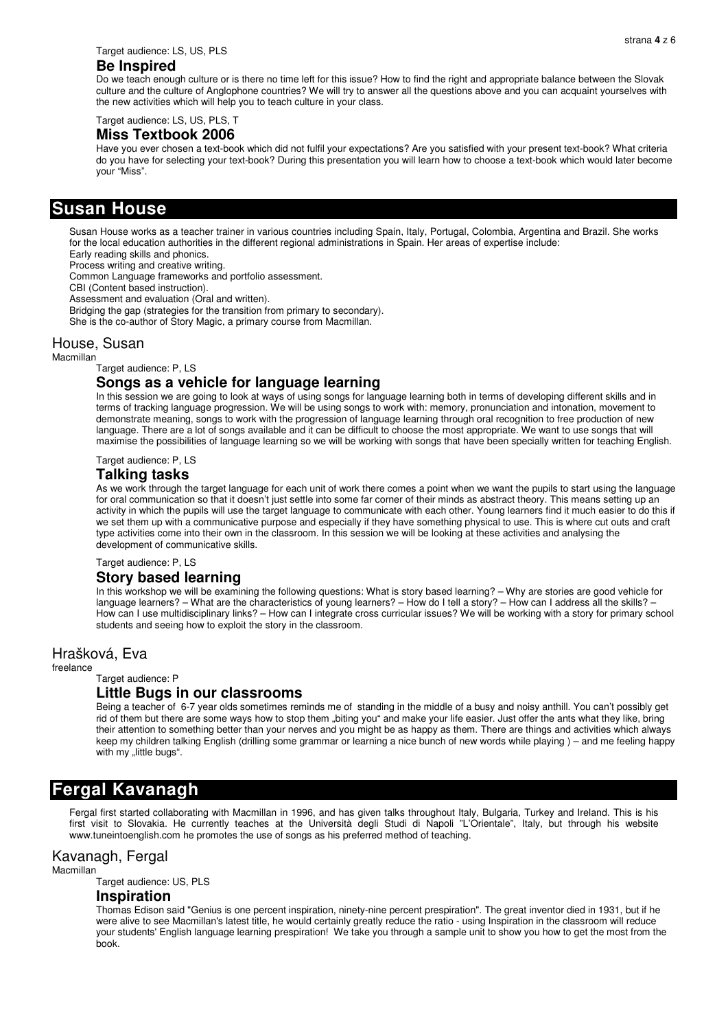Target audience: LS, US, PLS

### Be Inspired

Do we teach enough culture or is there no time left for this issue? How to find the right and appropriate balance between the Slovak culture and the culture of Anglophone countries? We will try to answer all the questions above and you can acquaint yourselves with the new activities which will help you to teach culture in your class.

Target audience: LS, US, PLS, T

### Miss Textbook 2006

Have you ever chosen a text-book which did not fulfil your expectations? Are you satisfied with your present text-book? What criteria do you have for selecting your text-book? During this presentation you will learn how to choose a text-book which would later become your "Miss".

# Susan House

Susan House works as a teacher trainer in various countries including Spain, Italy, Portugal, Colombia, Argentina and Brazil. She works for the local education authorities in the different regional administrations in Spain. Her areas of expertise include:
Early reading skills and phonics.
Process writing and creative writing.
Common Language frameworks and portfolio assessment.
CBI (Content based instruction).
Assessment and evaluation (Oral and written).
Bridging the gap (strategies for the transition from primary to secondary).
She is the co-author of Story Magic, a primary course from Macmillan.

## House, Susan

Macmillan

Target audience: P, LS

### Songs as a vehicle for language learning

In this session we are going to look at ways of using songs for language learning both in terms of developing different skills and in terms of tracking language progression. We will be using songs to work with: memory, pronunciation and intonation, movement to demonstrate meaning, songs to work with the progression of language learning through oral recognition to free production of new language. There are a lot of songs available and it can be difficult to choose the most appropriate. We want to use songs that will maximise the possibilities of language learning so we will be working with songs that have been specially written for teaching English.

Target audience: P, LS

### Talking tasks

As we work through the target language for each unit of work there comes a point when we want the pupils to start using the language for oral communication so that it doesn't just settle into some far corner of their minds as abstract theory. This means setting up an activity in which the pupils will use the target language to communicate with each other. Young learners find it much easier to do this if we set them up with a communicative purpose and especially if they have something physical to use. This is where cut outs and craft type activities come into their own in the classroom. In this session we will be looking at these activities and analysing the development of communicative skills.

Target audience: P, LS

### Story based learning

In this workshop we will be examining the following questions: What is story based learning? – Why are stories are good vehicle for language learners? – What are the characteristics of young learners? – How do I tell a story? – How can I address all the skills? – How can I use multidisciplinary links? – How can I integrate cross curricular issues? We will be working with a story for primary school students and seeing how to exploit the story in the classroom.

## Hrašková, Eva

freelance

Target audience: P

### Little Bugs in our classrooms

Being a teacher of 6-7 year olds sometimes reminds me of standing in the middle of a busy and noisy anthill. You can't possibly get rid of them but there are some ways how to stop them „biting you" and make your life easier. Just offer the ants what they like, bring their attention to something better than your nerves and you might be as happy as them. There are things and activities which always keep my children talking English (drilling some grammar or learning a nice bunch of new words while playing ) – and me feeling happy with my „little bugs".

# Fergal Kavanagh

Fergal first started collaborating with Macmillan in 1996, and has given talks throughout Italy, Bulgaria, Turkey and Ireland. This is his first visit to Slovakia. He currently teaches at the Università degli Studi di Napoli "L'Orientale", Italy, but through his website www.tuneintoenglish.com he promotes the use of songs as his preferred method of teaching.

## Kavanagh, Fergal

Macmillan

Target audience: US, PLS

### Inspiration

Thomas Edison said "Genius is one percent inspiration, ninety-nine percent prespiration". The great inventor died in 1931, but if he were alive to see Macmillan's latest title, he would certainly greatly reduce the ratio - using Inspiration in the classroom will reduce your students' English language learning prespiration! We take you through a sample unit to show you how to get the most from the book.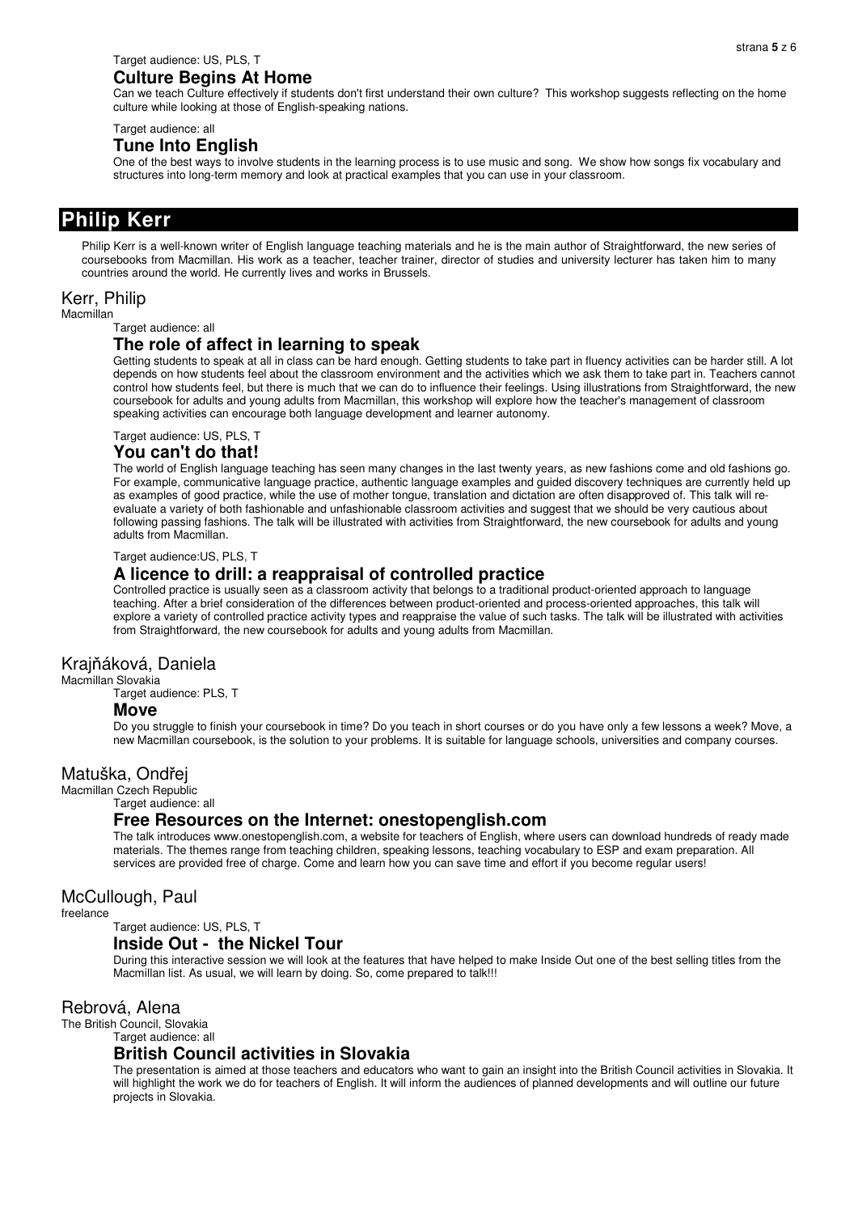Target audience: US, PLS, T

### Culture Begins At Home

Can we teach Culture effectively if students don't first understand their own culture? This workshop suggests reflecting on the home culture while looking at those of English-speaking nations.

Target audience: all

### Tune Into English

One of the best ways to involve students in the learning process is to use music and song. We show how songs fix vocabulary and structures into long-term memory and look at practical examples that you can use in your classroom.

## Philip Kerr

Philip Kerr is a well-known writer of English language teaching materials and he is the main author of Straightforward, the new series of coursebooks from Macmillan. His work as a teacher, teacher trainer, director of studies and university lecturer has taken him to many countries around the world. He currently lives and works in Brussels.

## Kerr, Philip

Macmillan

Target audience: all

### The role of affect in learning to speak

Getting students to speak at all in class can be hard enough. Getting students to take part in fluency activities can be harder still. A lot depends on how students feel about the classroom environment and the activities which we ask them to take part in. Teachers cannot control how students feel, but there is much that we can do to influence their feelings. Using illustrations from Straightforward, the new coursebook for adults and young adults from Macmillan, this workshop will explore how the teacher's management of classroom speaking activities can encourage both language development and learner autonomy.

Target audience: US, PLS, T

### You can't do that!

The world of English language teaching has seen many changes in the last twenty years, as new fashions come and old fashions go. For example, communicative language practice, authentic language examples and guided discovery techniques are currently held up as examples of good practice, while the use of mother tongue, translation and dictation are often disapproved of. This talk will re-evaluate a variety of both fashionable and unfashionable classroom activities and suggest that we should be very cautious about following passing fashions. The talk will be illustrated with activities from Straightforward, the new coursebook for adults and young adults from Macmillan.

Target audience:US, PLS, T

### A licence to drill: a reappraisal of controlled practice

Controlled practice is usually seen as a classroom activity that belongs to a traditional product-oriented approach to language teaching. After a brief consideration of the differences between product-oriented and process-oriented approaches, this talk will explore a variety of controlled practice activity types and reappraise the value of such tasks. The talk will be illustrated with activities from Straightforward, the new coursebook for adults and young adults from Macmillan.

## Krajňáková, Daniela

Macmillan Slovakia

Target audience: PLS, T

### Move

Do you struggle to finish your coursebook in time? Do you teach in short courses or do you have only a few lessons a week? Move, a new Macmillan coursebook, is the solution to your problems. It is suitable for language schools, universities and company courses.

## Matuška, Ondřej

Macmillan Czech Republic

Target audience: all

### Free Resources on the Internet: onestopenglish.com

The talk introduces www.onestopenglish.com, a website for teachers of English, where users can download hundreds of ready made materials. The themes range from teaching children, speaking lessons, teaching vocabulary to ESP and exam preparation. All services are provided free of charge. Come and learn how you can save time and effort if you become regular users!

## McCullough, Paul

freelance

Target audience: US, PLS, T

### Inside Out - the Nickel Tour

During this interactive session we will look at the features that have helped to make Inside Out one of the best selling titles from the Macmillan list. As usual, we will learn by doing. So, come prepared to talk!!!

## Rebrová, Alena

The British Council, Slovakia

Target audience: all

### British Council activities in Slovakia

The presentation is aimed at those teachers and educators who want to gain an insight into the British Council activities in Slovakia. It will highlight the work we do for teachers of English. It will inform the audiences of planned developments and will outline our future projects in Slovakia.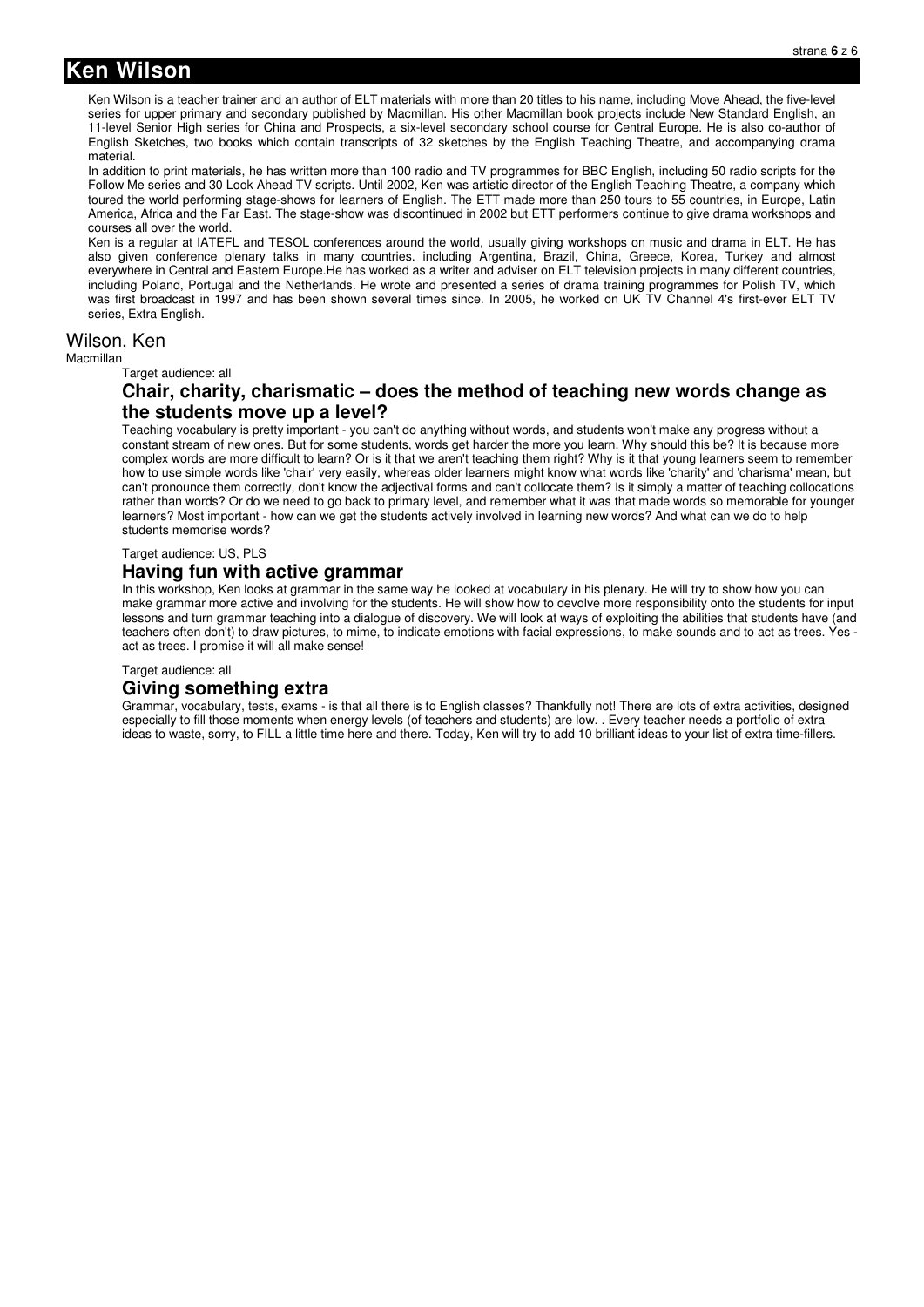# Ken Wilson

Ken Wilson is a teacher trainer and an author of ELT materials with more than 20 titles to his name, including Move Ahead, the five-level series for upper primary and secondary published by Macmillan. His other Macmillan book projects include New Standard English, an 11-level Senior High series for China and Prospects, a six-level secondary school course for Central Europe. He is also co-author of English Sketches, two books which contain transcripts of 32 sketches by the English Teaching Theatre, and accompanying drama material.

In addition to print materials, he has written more than 100 radio and TV programmes for BBC English, including 50 radio scripts for the Follow Me series and 30 Look Ahead TV scripts. Until 2002, Ken was artistic director of the English Teaching Theatre, a company which toured the world performing stage-shows for learners of English. The ETT made more than 250 tours to 55 countries, in Europe, Latin America, Africa and the Far East. The stage-show was discontinued in 2002 but ETT performers continue to give drama workshops and courses all over the world.

Ken is a regular at IATEFL and TESOL conferences around the world, usually giving workshops on music and drama in ELT. He has also given conference plenary talks in many countries. including Argentina, Brazil, China, Greece, Korea, Turkey and almost everywhere in Central and Eastern Europe.He has worked as a writer and adviser on ELT television projects in many different countries, including Poland, Portugal and the Netherlands. He wrote and presented a series of drama training programmes for Polish TV, which was first broadcast in 1997 and has been shown several times since. In 2005, he worked on UK TV Channel 4's first-ever ELT TV series, Extra English.

## Wilson, Ken

Macmillan

Target audience: all

### Chair, charity, charismatic – does the method of teaching new words change as the students move up a level?

Teaching vocabulary is pretty important - you can't do anything without words, and students won't make any progress without a constant stream of new ones. But for some students, words get harder the more you learn. Why should this be? It is because more complex words are more difficult to learn? Or is it that we aren't teaching them right? Why is it that young learners seem to remember how to use simple words like 'chair' very easily, whereas older learners might know what words like 'charity' and 'charisma' mean, but can't pronounce them correctly, don't know the adjectival forms and can't collocate them? Is it simply a matter of teaching collocations rather than words? Or do we need to go back to primary level, and remember what it was that made words so memorable for younger learners? Most important - how can we get the students actively involved in learning new words? And what can we do to help students memorise words?

Target audience: US, PLS

### Having fun with active grammar

In this workshop, Ken looks at grammar in the same way he looked at vocabulary in his plenary. He will try to show how you can make grammar more active and involving for the students. He will show how to devolve more responsibility onto the students for input lessons and turn grammar teaching into a dialogue of discovery. We will look at ways of exploiting the abilities that students have (and teachers often don't) to draw pictures, to mime, to indicate emotions with facial expressions, to make sounds and to act as trees. Yes - act as trees. I promise it will all make sense!

Target audience: all

### Giving something extra

Grammar, vocabulary, tests, exams - is that all there is to English classes? Thankfully not! There are lots of extra activities, designed especially to fill those moments when energy levels (of teachers and students) are low. . Every teacher needs a portfolio of extra ideas to waste, sorry, to FILL a little time here and there. Today, Ken will try to add 10 brilliant ideas to your list of extra time-fillers.